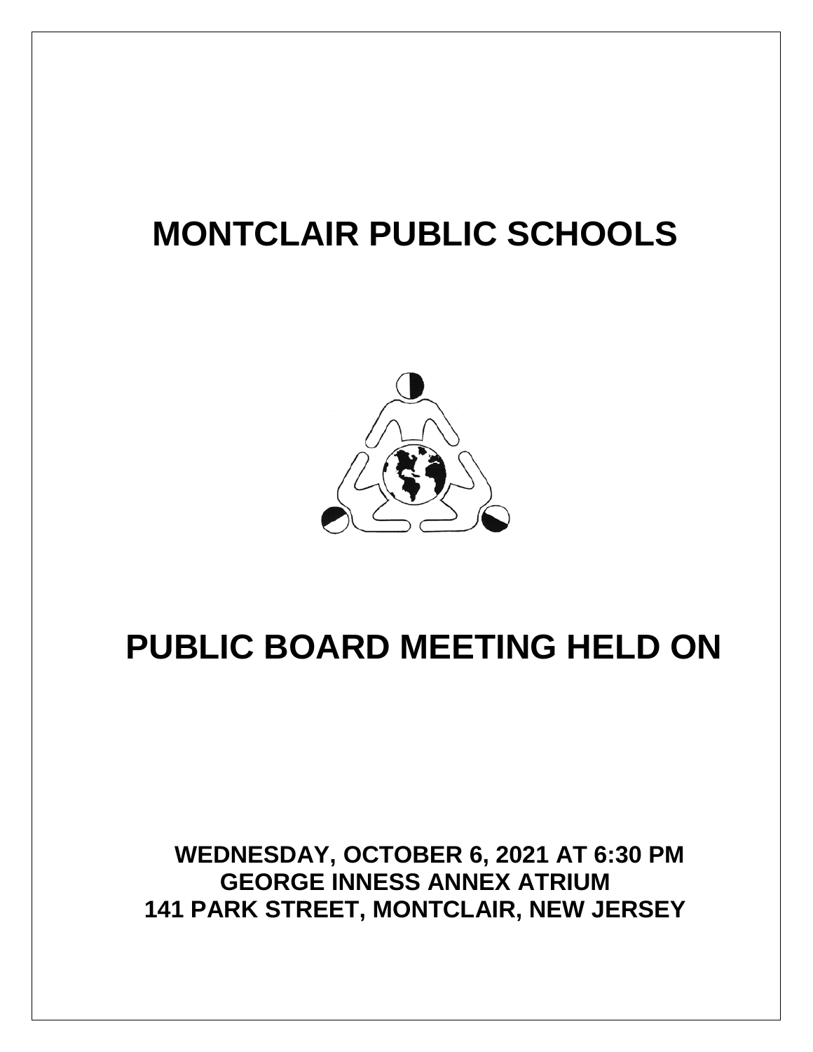# MONTCLAIR PUBLIC SCHOOLS

# PUBLIC BOARD MEETING HELD ON

**WEDNESDAY, OCTOBER 6, 2021 AT 6:30 PM**
**GEORGE INNESS ANNEX ATRIUM**
**141 PARK STREET, MONTCLAIR, NEW JERSEY**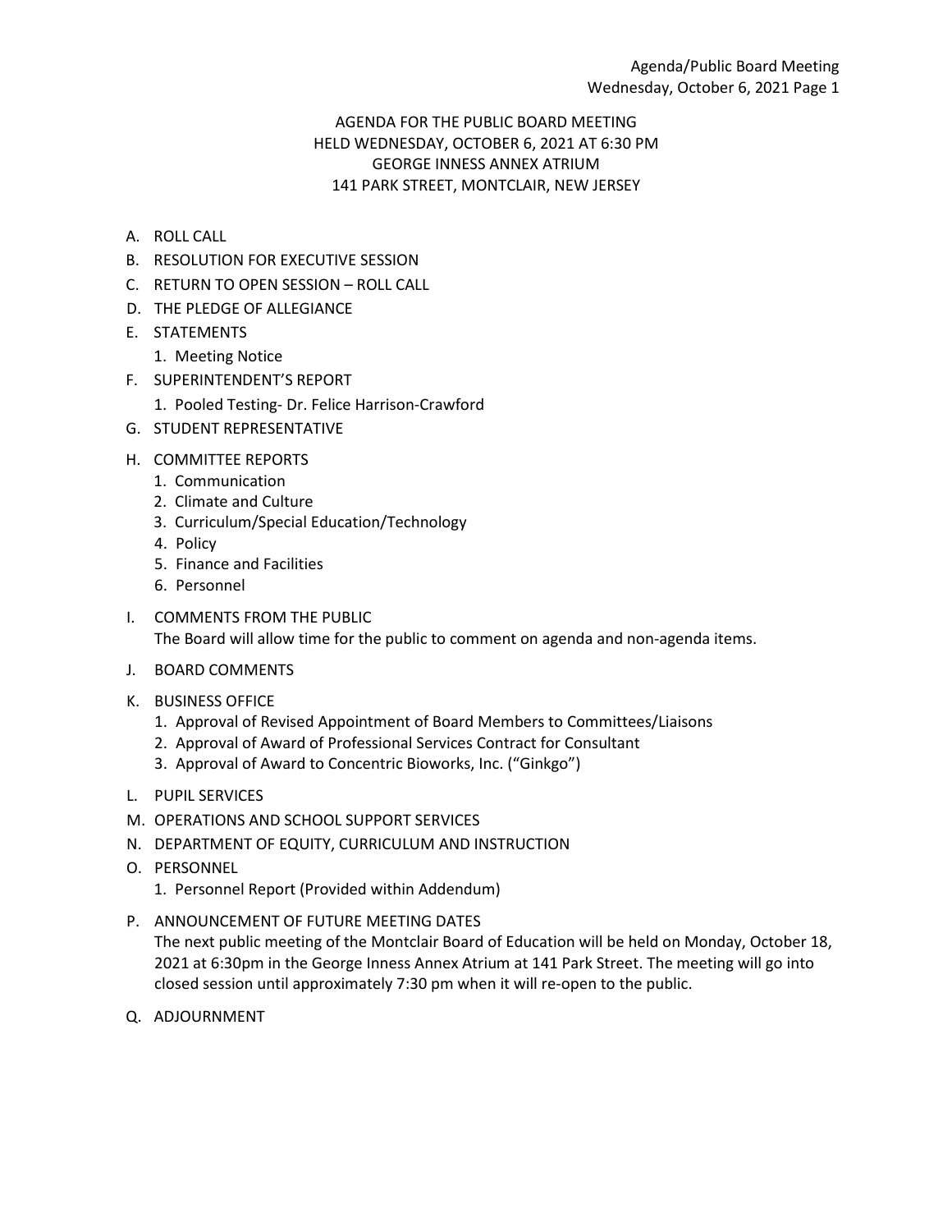# AGENDA FOR THE PUBLIC BOARD MEETING
## HELD WEDNESDAY, OCTOBER 6, 2021 AT 6:30 PM
## GEORGE INNESS ANNEX ATRIUM
## 141 PARK STREET, MONTCLAIR, NEW JERSEY

A. ROLL CALL

B. RESOLUTION FOR EXECUTIVE SESSION

C. RETURN TO OPEN SESSION – ROLL CALL

D. THE PLEDGE OF ALLEGIANCE

E. STATEMENTS
   1. Meeting Notice

F. SUPERINTENDENT'S REPORT
   1. Pooled Testing- Dr. Felice Harrison-Crawford

G. STUDENT REPRESENTATIVE

H. COMMITTEE REPORTS
   1. Communication
   2. Climate and Culture
   3. Curriculum/Special Education/Technology
   4. Policy
   5. Finance and Facilities
   6. Personnel

I. COMMENTS FROM THE PUBLIC
   The Board will allow time for the public to comment on agenda and non-agenda items.

J. BOARD COMMENTS

K. BUSINESS OFFICE
   1. Approval of Revised Appointment of Board Members to Committees/Liaisons
   2. Approval of Award of Professional Services Contract for Consultant
   3. Approval of Award to Concentric Bioworks, Inc. ("Ginkgo")

L. PUPIL SERVICES

M. OPERATIONS AND SCHOOL SUPPORT SERVICES

N. DEPARTMENT OF EQUITY, CURRICULUM AND INSTRUCTION

O. PERSONNEL
   1. Personnel Report (Provided within Addendum)

P. ANNOUNCEMENT OF FUTURE MEETING DATES
   The next public meeting of the Montclair Board of Education will be held on Monday, October 18, 2021 at 6:30pm in the George Inness Annex Atrium at 141 Park Street. The meeting will go into closed session until approximately 7:30 pm when it will re-open to the public.

Q. ADJOURNMENT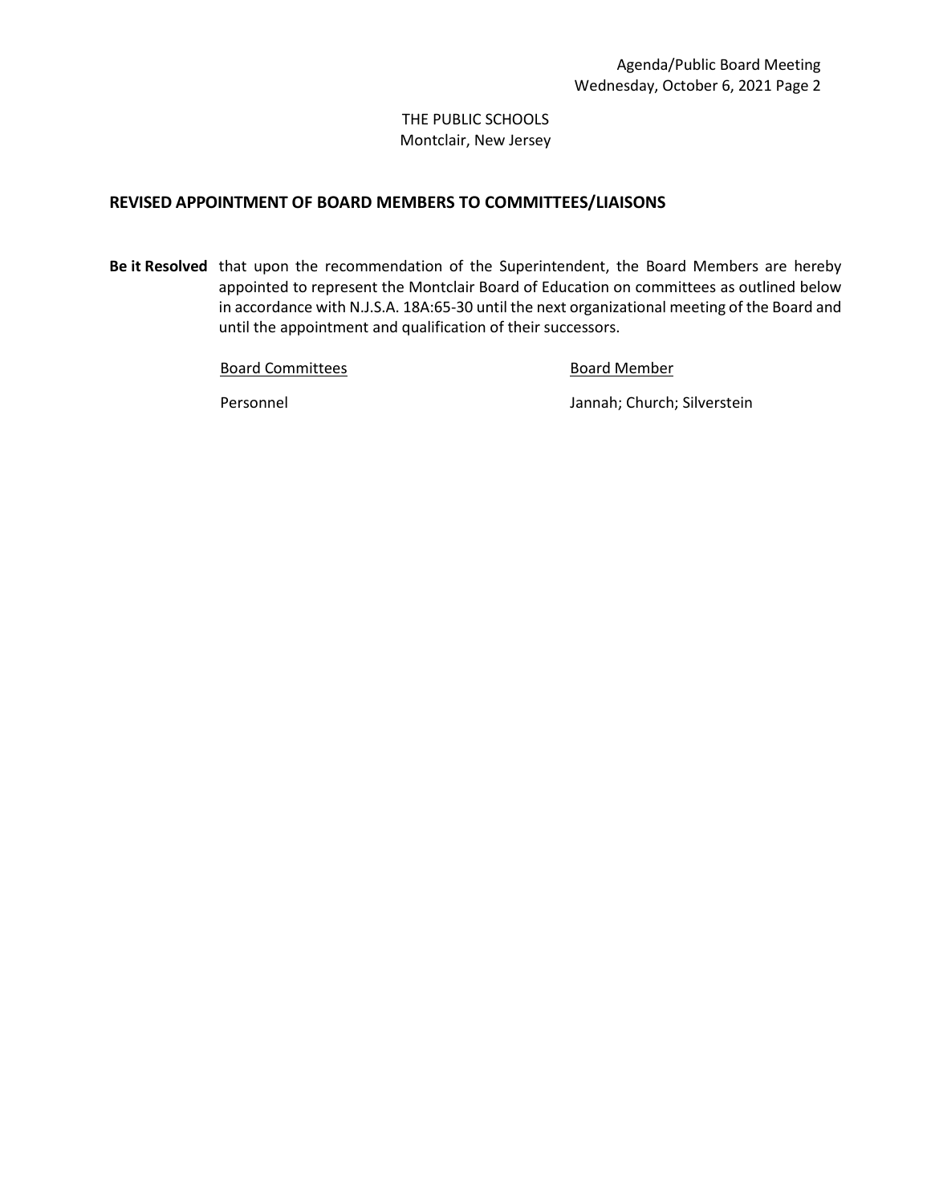THE PUBLIC SCHOOLS
Montclair, New Jersey

## REVISED APPOINTMENT OF BOARD MEMBERS TO COMMITTEES/LIAISONS

**Be it Resolved** that upon the recommendation of the Superintendent, the Board Members are hereby appointed to represent the Montclair Board of Education on committees as outlined below in accordance with N.J.S.A. 18A:65-30 until the next organizational meeting of the Board and until the appointment and qualification of their successors.

| Board Committees | Board Member |
|---|---|
| Personnel | Jannah; Church; Silverstein |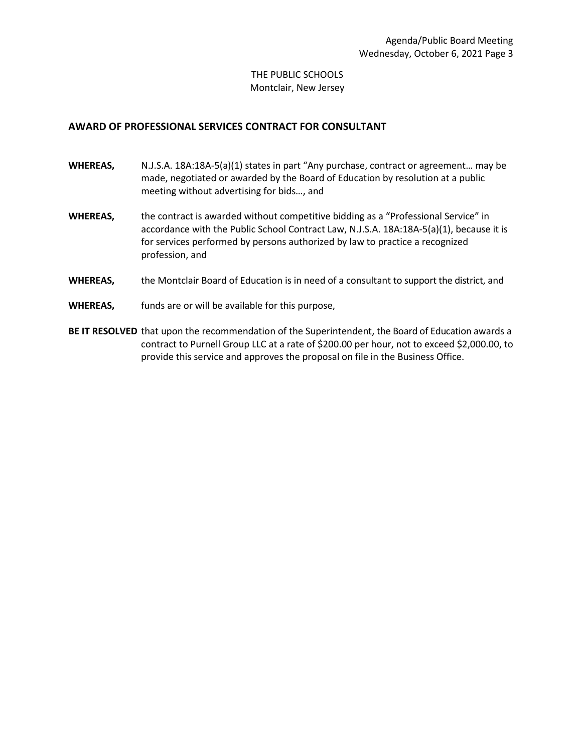THE PUBLIC SCHOOLS
Montclair, New Jersey

## AWARD OF PROFESSIONAL SERVICES CONTRACT FOR CONSULTANT

**WHEREAS,** N.J.S.A. 18A:18A-5(a)(1) states in part "Any purchase, contract or agreement… may be made, negotiated or awarded by the Board of Education by resolution at a public meeting without advertising for bids…, and

**WHEREAS,** the contract is awarded without competitive bidding as a "Professional Service" in accordance with the Public School Contract Law, N.J.S.A. 18A:18A-5(a)(1), because it is for services performed by persons authorized by law to practice a recognized profession, and

**WHEREAS,** the Montclair Board of Education is in need of a consultant to support the district, and

**WHEREAS,** funds are or will be available for this purpose,

**BE IT RESOLVED** that upon the recommendation of the Superintendent, the Board of Education awards a contract to Purnell Group LLC at a rate of $200.00 per hour, not to exceed $2,000.00, to provide this service and approves the proposal on file in the Business Office.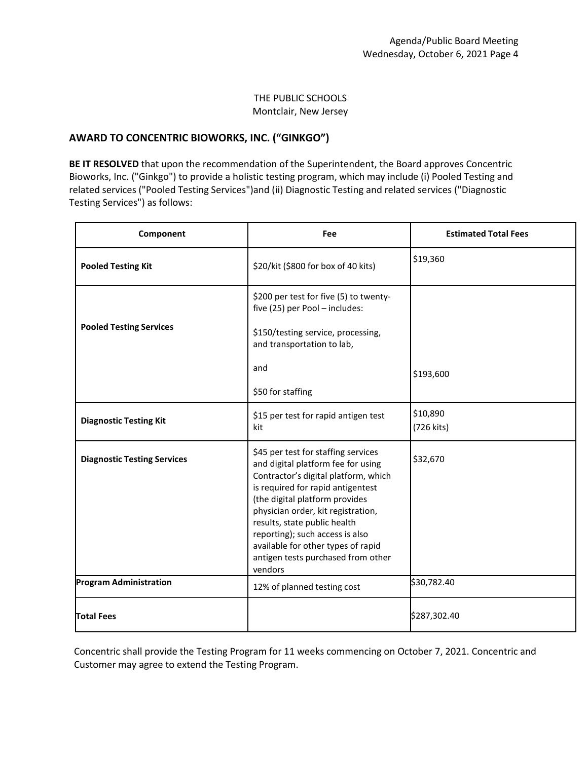THE PUBLIC SCHOOLS
Montclair, New Jersey

## AWARD TO CONCENTRIC BIOWORKS, INC. ("GINKGO")

**BE IT RESOLVED** that upon the recommendation of the Superintendent, the Board approves Concentric Bioworks, Inc. ("Ginkgo") to provide a holistic testing program, which may include (i) Pooled Testing and related services ("Pooled Testing Services")and (ii) Diagnostic Testing and related services ("Diagnostic Testing Services") as follows:

| Component | Fee | Estimated Total Fees |
|---|---|---|
| **Pooled Testing Kit** | \$20/kit (\$800 for box of 40 kits) | \$19,360 |
| **Pooled Testing Services** | \$200 per test for five (5) to twenty-five (25) per Pool – includes: \$150/testing service, processing, and transportation to lab, and \$50 for staffing | \$193,600 |
| **Diagnostic Testing Kit** | \$15 per test for rapid antigen test kit | \$10,890 (726 kits) |
| **Diagnostic Testing Services** | \$45 per test for staffing services and digital platform fee for using Contractor's digital platform, which is required for rapid antigentest (the digital platform provides physician order, kit registration, results, state public health reporting); such access is also available for other types of rapid antigen tests purchased from other vendors | \$32,670 |
| **Program Administration** | 12% of planned testing cost | \$30,782.40 |
| **Total Fees** | | \$287,302.40 |

Concentric shall provide the Testing Program for 11 weeks commencing on October 7, 2021. Concentric and Customer may agree to extend the Testing Program.